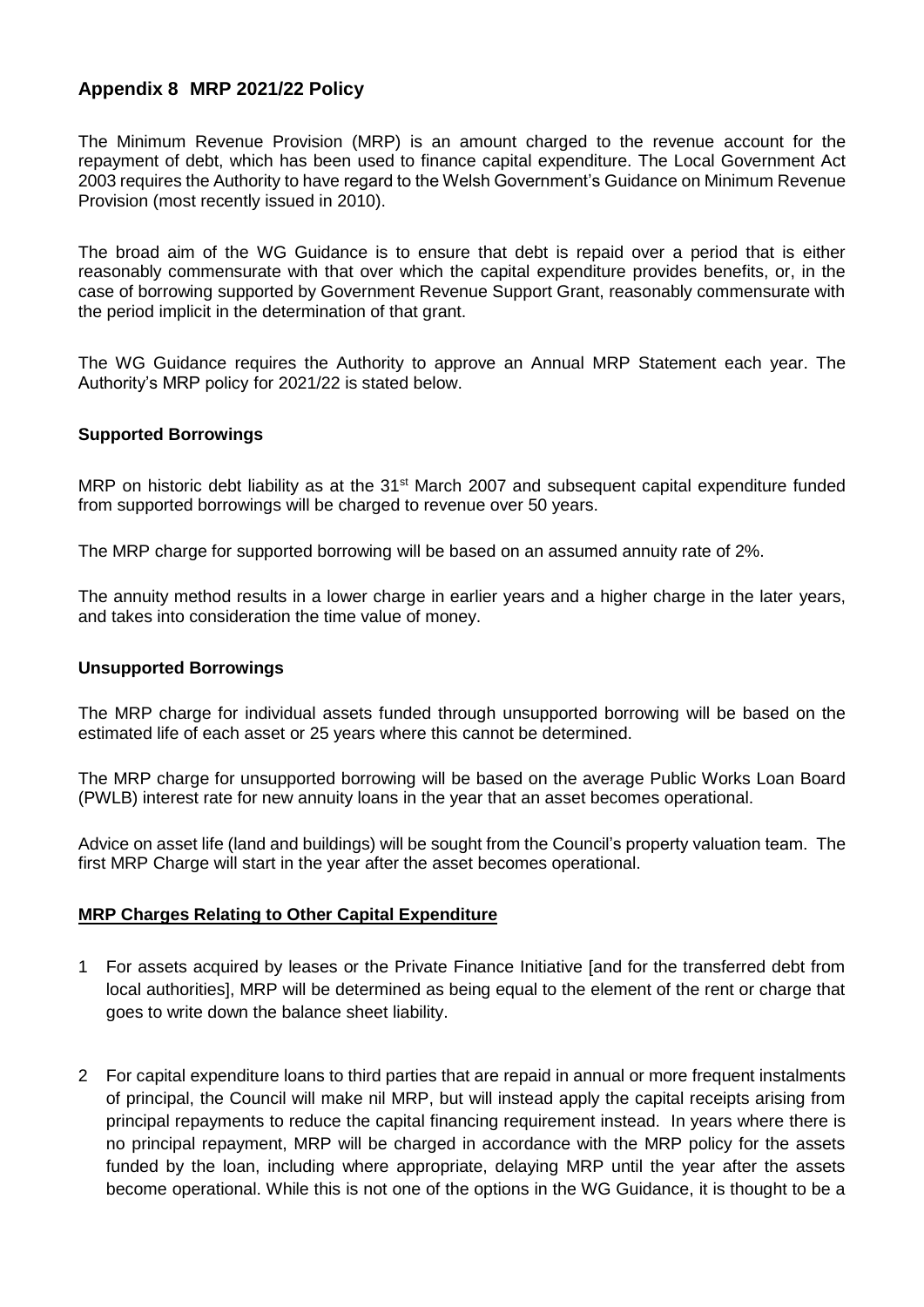## Appendix 8 MRP 2021/22 Policy

The Minimum Revenue Provision (MRP) is an amount charged to the revenue account for the repayment of debt, which has been used to finance capital expenditure. The Local Government Act 2003 requires the Authority to have regard to the Welsh Government's Guidance on Minimum Revenue Provision (most recently issued in 2010).

The broad aim of the WG Guidance is to ensure that debt is repaid over a period that is either reasonably commensurate with that over which the capital expenditure provides benefits, or, in the case of borrowing supported by Government Revenue Support Grant, reasonably commensurate with the period implicit in the determination of that grant.

The WG Guidance requires the Authority to approve an Annual MRP Statement each year. The Authority's MRP policy for 2021/22 is stated below.

### Supported Borrowings

MRP on historic debt liability as at the 31st March 2007 and subsequent capital expenditure funded from supported borrowings will be charged to revenue over 50 years.

The MRP charge for supported borrowing will be based on an assumed annuity rate of 2%.

The annuity method results in a lower charge in earlier years and a higher charge in the later years, and takes into consideration the time value of money.

### Unsupported Borrowings

The MRP charge for individual assets funded through unsupported borrowing will be based on the estimated life of each asset or 25 years where this cannot be determined.

The MRP charge for unsupported borrowing will be based on the average Public Works Loan Board (PWLB) interest rate for new annuity loans in the year that an asset becomes operational.

Advice on asset life (land and buildings) will be sought from the Council's property valuation team. The first MRP Charge will start in the year after the asset becomes operational.

### MRP Charges Relating to Other Capital Expenditure

1. For assets acquired by leases or the Private Finance Initiative [and for the transferred debt from local authorities], MRP will be determined as being equal to the element of the rent or charge that goes to write down the balance sheet liability.

2. For capital expenditure loans to third parties that are repaid in annual or more frequent instalments of principal, the Council will make nil MRP, but will instead apply the capital receipts arising from principal repayments to reduce the capital financing requirement instead. In years where there is no principal repayment, MRP will be charged in accordance with the MRP policy for the assets funded by the loan, including where appropriate, delaying MRP until the year after the assets become operational. While this is not one of the options in the WG Guidance, it is thought to be a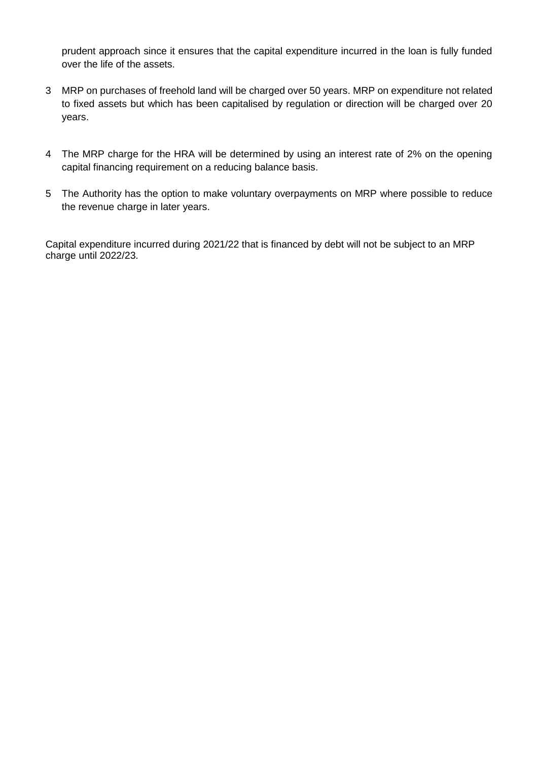prudent approach since it ensures that the capital expenditure incurred in the loan is fully funded over the life of the assets.

3. MRP on purchases of freehold land will be charged over 50 years. MRP on expenditure not related to fixed assets but which has been capitalised by regulation or direction will be charged over 20 years.

4. The MRP charge for the HRA will be determined by using an interest rate of 2% on the opening capital financing requirement on a reducing balance basis.

5. The Authority has the option to make voluntary overpayments on MRP where possible to reduce the revenue charge in later years.

Capital expenditure incurred during 2021/22 that is financed by debt will not be subject to an MRP charge until 2022/23.